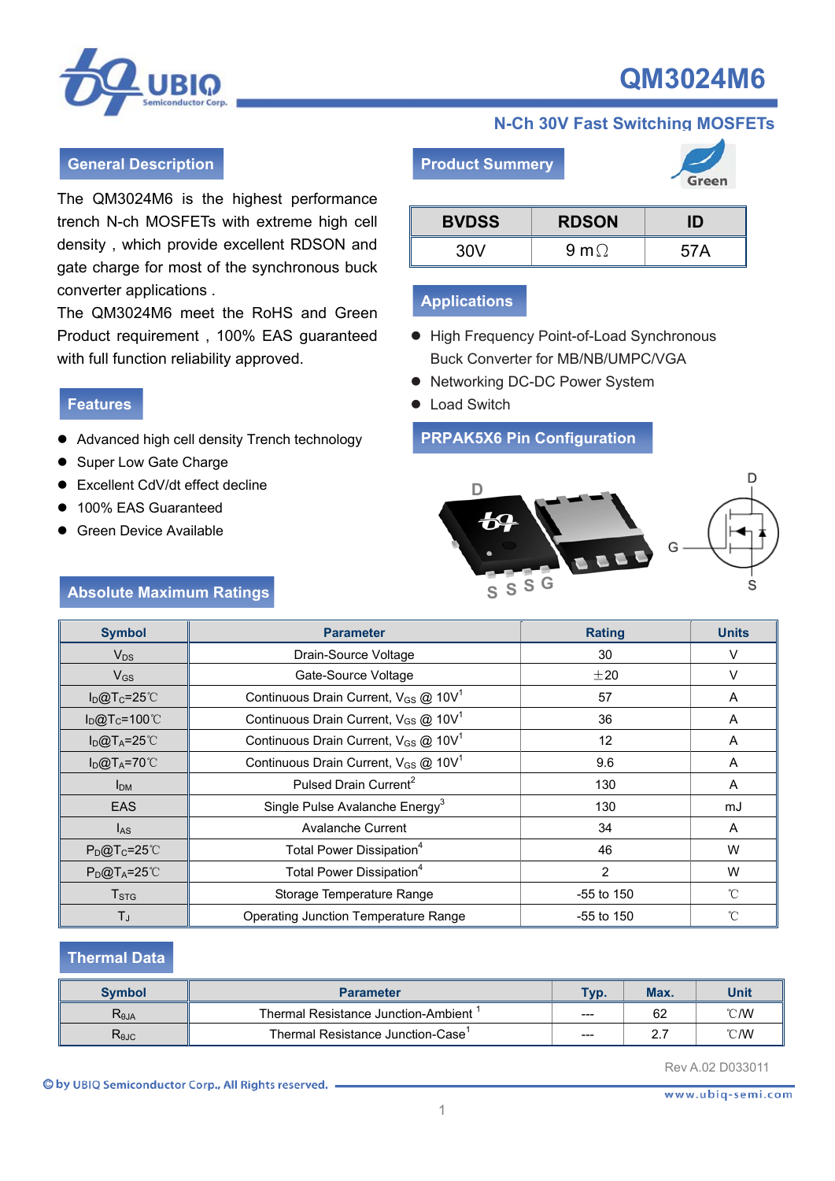# QM3024M6

## N-Ch 30V Fast Switching MOSFETs

## General Description

The QM3024M6 is the highest performance trench N-ch MOSFETs with extreme high cell density , which provide excellent RDSON and gate charge for most of the synchronous buck converter applications .

The QM3024M6 meet the RoHS and Green Product requirement , 100% EAS guaranteed with full function reliability approved.

## Features

- Advanced high cell density Trench technology
- Super Low Gate Charge
- Excellent CdV/dt effect decline
- 100% EAS Guaranteed
- Green Device Available

## Product Summery

| BVDSS | RDSON | ID |
|---|---|---|
| 30V | 9 mΩ | 57A |

## Applications

- High Frequency Point-of-Load Synchronous Buck Converter for MB/NB/UMPC/VGA
- Networking DC-DC Power System
- Load Switch

## PRPAK5X6 Pin Configuration

D

S S S G

D

G

S

## Absolute Maximum Ratings

| Symbol | Parameter | Rating | Units |
|---|---|---|---|
| $V_{DS}$ | Drain-Source Voltage | 30 | V |
| $V_{GS}$ | Gate-Source Voltage | ±20 | V |
| $I_D@T_C=25℃$ | Continuous Drain Current, $V_{GS}$ @ 10V[1] | 57 | A |
| $I_D@T_C=100℃$ | Continuous Drain Current, $V_{GS}$ @ 10V[1] | 36 | A |
| $I_D@T_A=25℃$ | Continuous Drain Current, $V_{GS}$ @ 10V[1] | 12 | A |
| $I_D@T_A=70℃$ | Continuous Drain Current, $V_{GS}$ @ 10V[1] | 9.6 | A |
| $I_{DM}$ | Pulsed Drain Current[2] | 130 | A |
| EAS | Single Pulse Avalanche Energy[3] | 130 | mJ |
| $I_{AS}$ | Avalanche Current | 34 | A |
| $P_D@T_C=25℃$ | Total Power Dissipation[4] | 46 | W |
| $P_D@T_A=25℃$ | Total Power Dissipation[4] | 2 | W |
| $T_{STG}$ | Storage Temperature Range | -55 to 150 | ℃ |
| $T_J$ | Operating Junction Temperature Range | -55 to 150 | ℃ |

## Thermal Data

| Symbol | Parameter | Typ. | Max. | Unit |
|---|---|---|---|---|
| $R_{\theta JA}$ | Thermal Resistance Junction-Ambient [1] | --- | 62 | ℃/W |
| $R_{\theta JC}$ | Thermal Resistance Junction-Case[1] | --- | 2.7 | ℃/W |

Rev A.02 D033011

© by UBIQ Semiconductor Corp., All Rights reserved.

www.ubiq-semi.com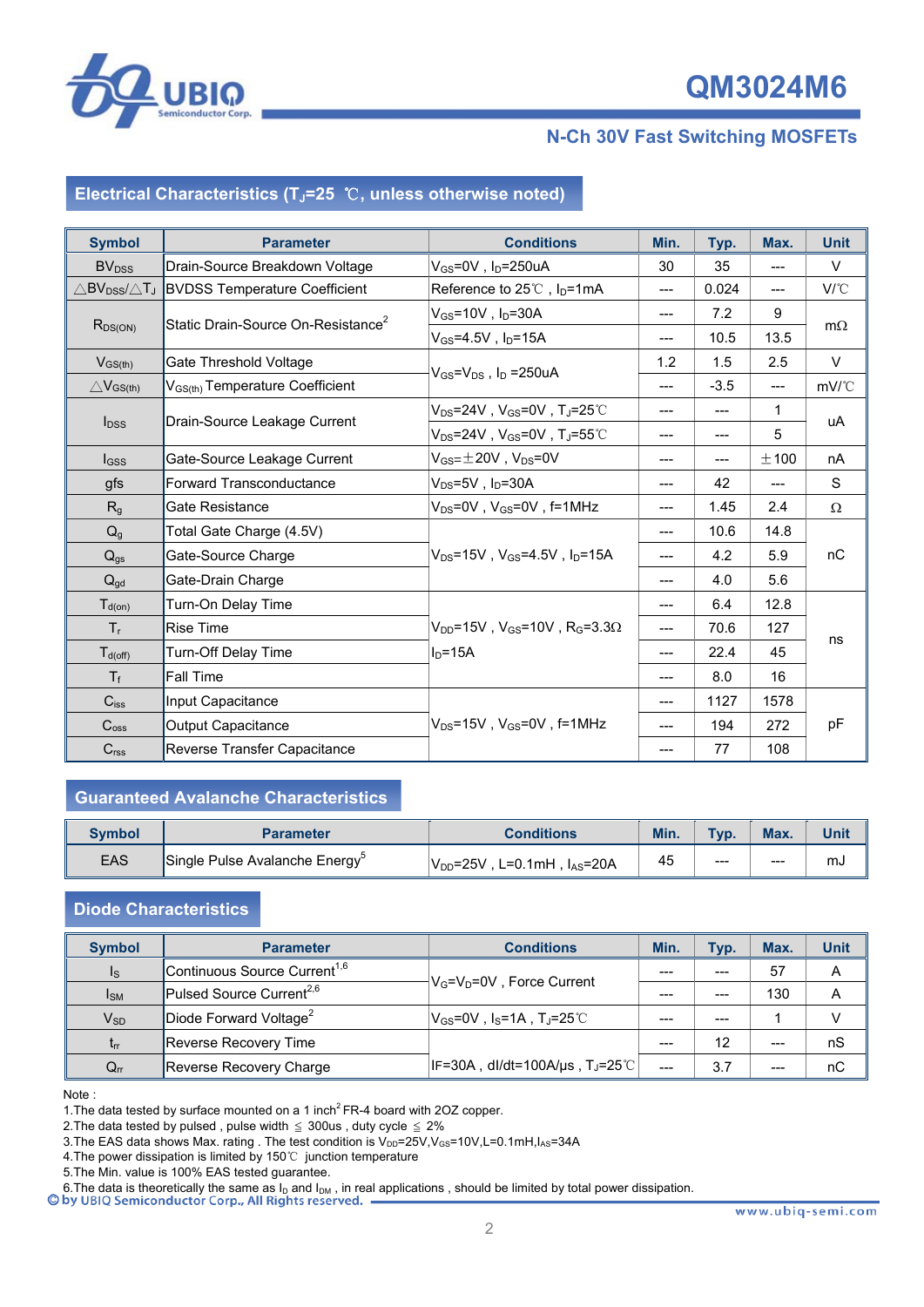## Electrical Characteristics ($T_J$=25 ℃, unless otherwise noted)

| Symbol | Parameter | Conditions | Min. | Typ. | Max. | Unit |
|---|---|---|---|---|---|---|
| $BV_{DSS}$ | Drain-Source Breakdown Voltage | $V_{GS}$=0V , $I_D$=250uA | 30 | 35 | --- | V |
| $\triangle BV_{DSS}/\triangle T_J$ | BVDSS Temperature Coefficient | Reference to 25℃ , $I_D$=1mA | --- | 0.024 | --- | V/℃ |
| $R_{DS(ON)}$ | Static Drain-Source On-Resistance[2] | $V_{GS}$=10V , $I_D$=30A | --- | 7.2 | 9 | mΩ |
| | | $V_{GS}$=4.5V , $I_D$=15A | --- | 10.5 | 13.5 | |
| $V_{GS(th)}$ | Gate Threshold Voltage | $V_{GS}$=$V_{DS}$ , $I_D$ =250uA | 1.2 | 1.5 | 2.5 | V |
| $\triangle V_{GS(th)}$ | $V_{GS(th)}$ Temperature Coefficient | | --- | -3.5 | --- | mV/℃ |
| $I_{DSS}$ | Drain-Source Leakage Current | $V_{DS}$=24V , $V_{GS}$=0V , $T_J$=25℃ | --- | --- | 1 | uA |
| | | $V_{DS}$=24V , $V_{GS}$=0V , $T_J$=55℃ | --- | --- | 5 | |
| $I_{GSS}$ | Gate-Source Leakage Current | $V_{GS}$=±20V , $V_{DS}$=0V | --- | --- | ±100 | nA |
| gfs | Forward Transconductance | $V_{DS}$=5V , $I_D$=30A | --- | 42 | --- | S |
| $R_g$ | Gate Resistance | $V_{DS}$=0V , $V_{GS}$=0V , f=1MHz | --- | 1.45 | 2.4 | Ω |
| $Q_g$ | Total Gate Charge (4.5V) | $V_{DS}$=15V , $V_{GS}$=4.5V , $I_D$=15A | --- | 10.6 | 14.8 | nC |
| $Q_{gs}$ | Gate-Source Charge | | --- | 4.2 | 5.9 | |
| $Q_{gd}$ | Gate-Drain Charge | | --- | 4.0 | 5.6 | |
| $T_{d(on)}$ | Turn-On Delay Time | $V_{DD}$=15V , $V_{GS}$=10V , $R_G$=3.3Ω $I_D$=15A | --- | 6.4 | 12.8 | ns |
| $T_r$ | Rise Time | | --- | 70.6 | 127 | |
| $T_{d(off)}$ | Turn-Off Delay Time | | --- | 22.4 | 45 | |
| $T_f$ | Fall Time | | --- | 8.0 | 16 | |
| $C_{iss}$ | Input Capacitance | $V_{DS}$=15V , $V_{GS}$=0V , f=1MHz | --- | 1127 | 1578 | pF |
| $C_{oss}$ | Output Capacitance | | --- | 194 | 272 | |
| $C_{rss}$ | Reverse Transfer Capacitance | | --- | 77 | 108 | |

## Guaranteed Avalanche Characteristics

| Symbol | Parameter | Conditions | Min. | Typ. | Max. | Unit |
|---|---|---|---|---|---|---|
| EAS | Single Pulse Avalanche Energy[5] | $V_{DD}$=25V , L=0.1mH , $I_{AS}$=20A | 45 | --- | --- | mJ |

## Diode Characteristics

| Symbol | Parameter | Conditions | Min. | Typ. | Max. | Unit |
|---|---|---|---|---|---|---|
| $I_S$ | Continuous Source Current[1,6] | $V_G$=$V_D$=0V , Force Current | --- | --- | 57 | A |
| $I_{SM}$ | Pulsed Source Current[2,6] | | --- | --- | 130 | A |
| $V_{SD}$ | Diode Forward Voltage[2] | $V_{GS}$=0V , $I_S$=1A , $T_J$=25℃ | --- | --- | 1 | V |
| $t_{rr}$ | Reverse Recovery Time | IF=30A , dI/dt=100A/μs , $T_J$=25℃ | --- | 12 | --- | nS |
| $Q_{rr}$ | Reverse Recovery Charge | | --- | 3.7 | --- | nC |

Note :

1.The data tested by surface mounted on a 1 inch[2] FR-4 board with 2OZ copper.

2.The data tested by pulsed , pulse width ≦ 300us , duty cycle ≦ 2%

3.The EAS data shows Max. rating . The test condition is $V_{DD}$=25V,$V_{GS}$=10V,L=0.1mH,$I_{AS}$=34A

4.The power dissipation is limited by 150℃ junction temperature

5.The Min. value is 100% EAS tested guarantee.

6.The data is theoretically the same as $I_D$ and $I_{DM}$ , in real applications , should be limited by total power dissipation.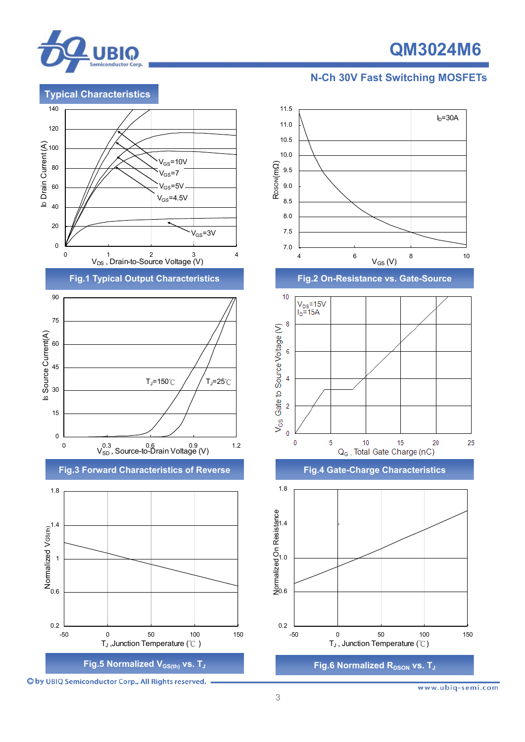## Typical Characteristics

140
120
100
80
60
40
20
0

$I_D$ Drain Current (A)

$V_{GS}$=10V
$V_{GS}$=7
$V_{GS}$=5V
$V_{GS}$=4.5V
$V_{GS}$=3V

0 1 2 3 4

$V_{DS}$ , Drain-to-Source Voltage (V)

**Fig.1 Typical Output Characteristics**

11.5
11.0
10.5
10.0
9.5
9.0
8.5
8.0
7.5
7.0

RDSON(mΩ)

$I_D$=30A

4 6 8 10

$V_{GS}$ (V)

**Fig.2 On-Resistance vs. Gate-Source**

90
75
60
45
30
15
0

Is Source Current(A)

$T_J$=150℃
$T_J$=25℃

0 0.3 0.6 0.9 1.2

$V_{SD}$ , Source-to-Drain Voltage (V)

**Fig.3 Forward Characteristics of Reverse**

10
8
6
4
2
0

$V_{GS}$ Gate to Source Voltage (V)

$V_{DS}$=15V
$I_D$=15A

0 5 10 15 20 25

$Q_G$ , Total Gate Charge (nC)

**Fig.4 Gate-Charge Characteristics**

1.8
1.4
1
0.6
0.2

Normalized $V_{GS(th)}$

-50 0 50 100 150

$T_J$ ,Junction Temperature (℃ )

**Fig.5 Normalized $V_{GS(th)}$ vs. $T_J$**

1.8
1.4
1.0
0.6
0.2

Normalized On Resistance

-50 0 50 100 150

$T_J$ , Junction Temperature (℃)

**Fig.6 Normalized $R_{DSON}$ vs. $T_J$**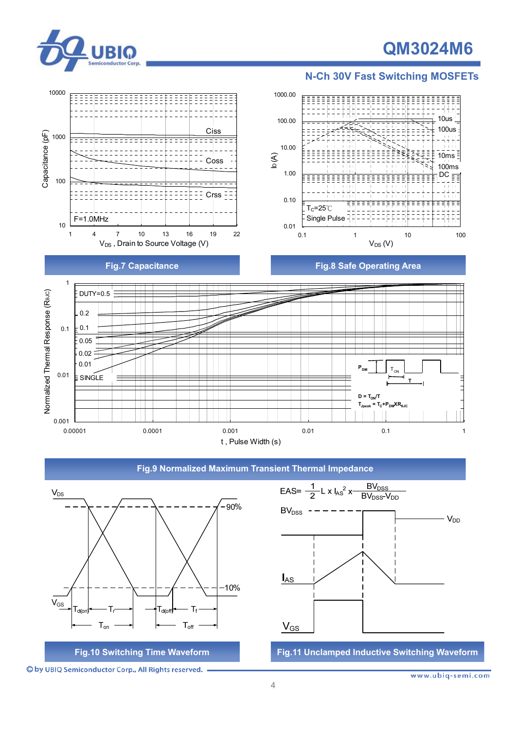## N-Ch 30V Fast Switching MOSFETs

10000
1000
100
10
Capacitance (pF)
Ciss
Coss
Crss
F=1.0MHz
1 4 7 10 13 16 19 22
$V_{DS}$ , Drain to Source Voltage (V)

**Fig.7 Capacitance**

1000.00
100.00
10.00
1.00
0.10
0.01
$I_D$ (A)
10us
100us
10ms
100ms
DC
$T_C$=25℃
Single Pulse
0.1 1 10 100
$V_{DS}$ (V)

**Fig.8 Safe Operating Area**

1
0.1
0.01
0.001
Normalized Thermal Response ($R_{\theta JC}$)
DUTY=0.5
0.2
0.1
0.05
0.02
0.01
SINGLE
$P_{DM}$
$T_{ON}$
T
D = $T_{ON}$/T
$T_{Jpeak}$ = $T_C$+$P_{DM}$X$R_{\theta JC}$
0.00001 0.0001 0.001 0.01 0.1 1
t , Pulse Width (s)

**Fig.9 Normalized Maximum Transient Thermal Impedance**

$V_{DS}$
90%
10%
$V_{GS}$
$T_{d(on)}$ $T_r$ $T_{d(off)}$ $T_f$
$T_{on}$ $T_{off}$

**Fig.10 Switching Time Waveform**

$$EAS= \frac{1}{2} L \times I_{AS}^2 \times \frac{BV_{DSS}}{BV_{DSS}-V_{DD}}$$

$BV_{DSS}$
$V_{DD}$
$I_{AS}$
$V_{GS}$

**Fig.11 Unclamped Inductive Switching Waveform**

© by UBIQ Semiconductor Corp., All Rights reserved.

www.ubiq-semi.com